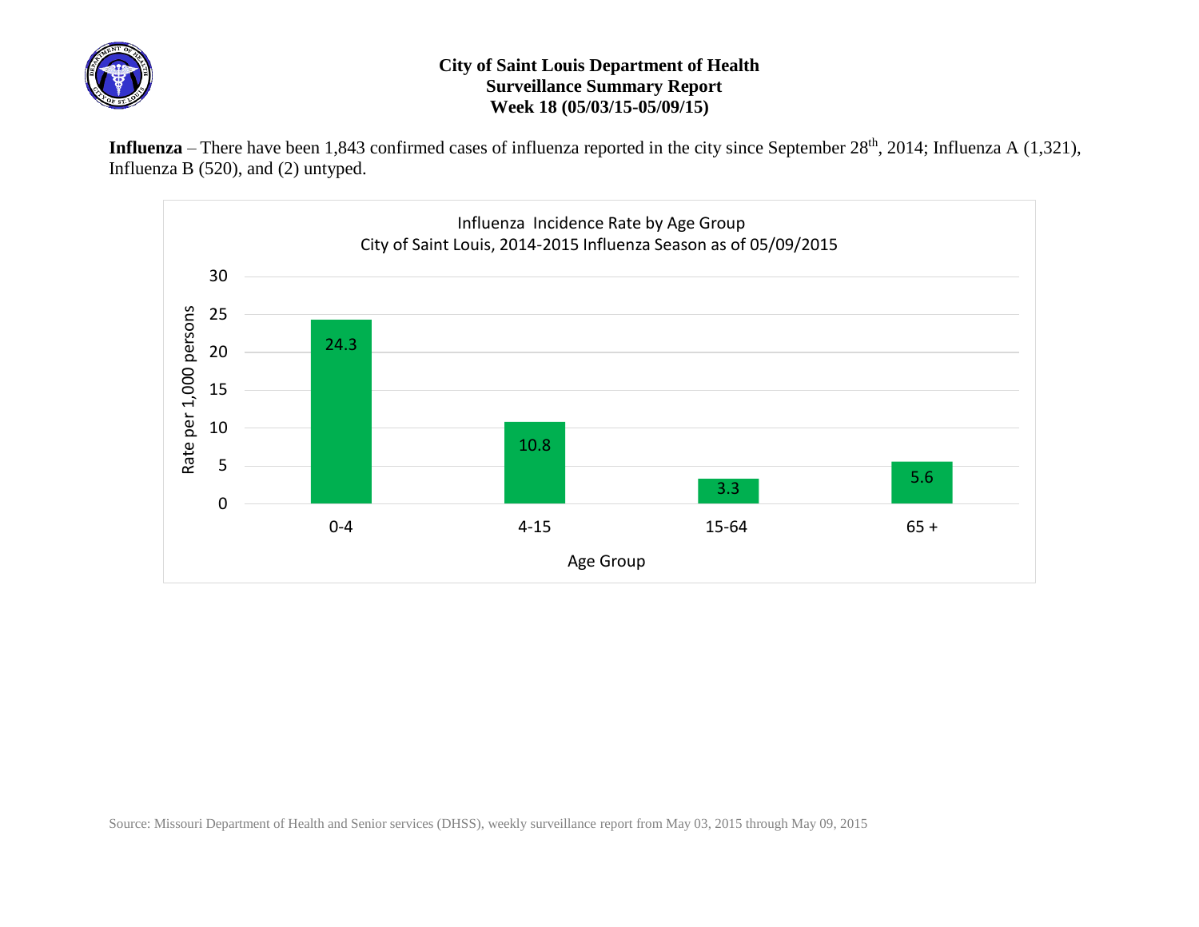# City of Saint Louis Department of Health
## Surveillance Summary Report
## Week 18 (05/03/15-05/09/15)

**Influenza** – There have been 1,843 confirmed cases of influenza reported in the city since September 28th, 2014; Influenza A (1,321), Influenza B (520), and (2) untyped.

**Influenza Incidence Rate by Age Group**
**City of Saint Louis, 2014-2015 Influenza Season as of 05/09/2015**

| Age Group | Rate per 1,000 persons |
|---|---|
| 0-4 | 24.3 |
| 4-15 | 10.8 |
| 15-64 | 3.3 |
| 65 + | 5.6 |

Source: Missouri Department of Health and Senior services (DHSS), weekly surveillance report from May 03, 2015 through May 09, 2015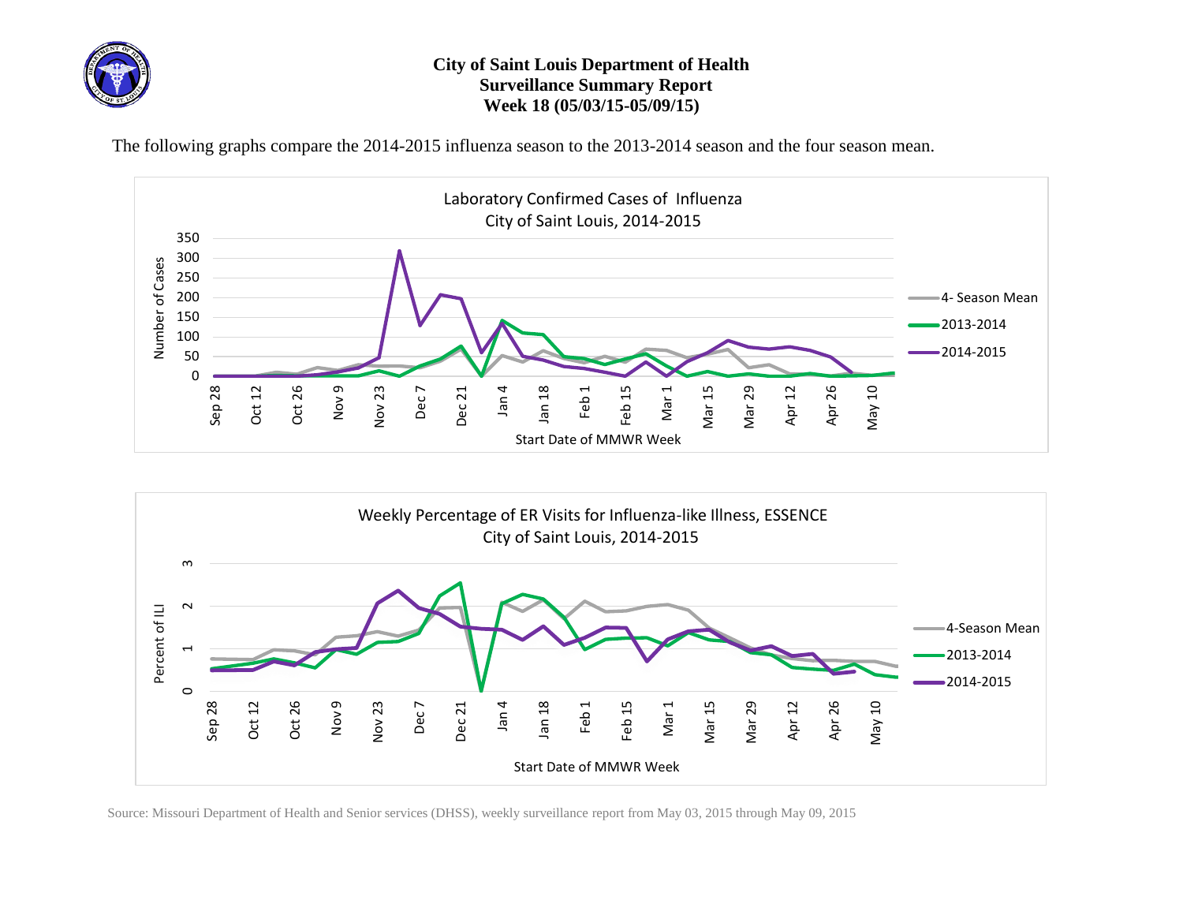# City of Saint Louis Department of Health
## Surveillance Summary Report
### Week 18 (05/03/15-05/09/15)

The following graphs compare the 2014-2015 influenza season to the 2013-2014 season and the four season mean.

Laboratory Confirmed Cases of Influenza
City of Saint Louis, 2014-2015

Number of Cases

350
300
250
200
150
100
50
0

Sep 28
Oct 12
Oct 26
Nov 9
Nov 23
Dec 7
Dec 21
Jan 4
Jan 18
Feb 1
Feb 15
Mar 1
Mar 15
Mar 29
Apr 12
Apr 26
May 10

Start Date of MMWR Week

4- Season Mean
2013-2014
2014-2015

Weekly Percentage of ER Visits for Influenza-like Illness, ESSENCE
City of Saint Louis, 2014-2015

Percent of ILI

3
2
1
0

Sep 28
Oct 12
Oct 26
Nov 9
Nov 23
Dec 7
Dec 21
Jan 4
Jan 18
Feb 1
Feb 15
Mar 1
Mar 15
Mar 29
Apr 12
Apr 26
May 10

Start Date of MMWR Week

4-Season Mean
2013-2014
2014-2015

Source: Missouri Department of Health and Senior services (DHSS), weekly surveillance report from May 03, 2015 through May 09, 2015